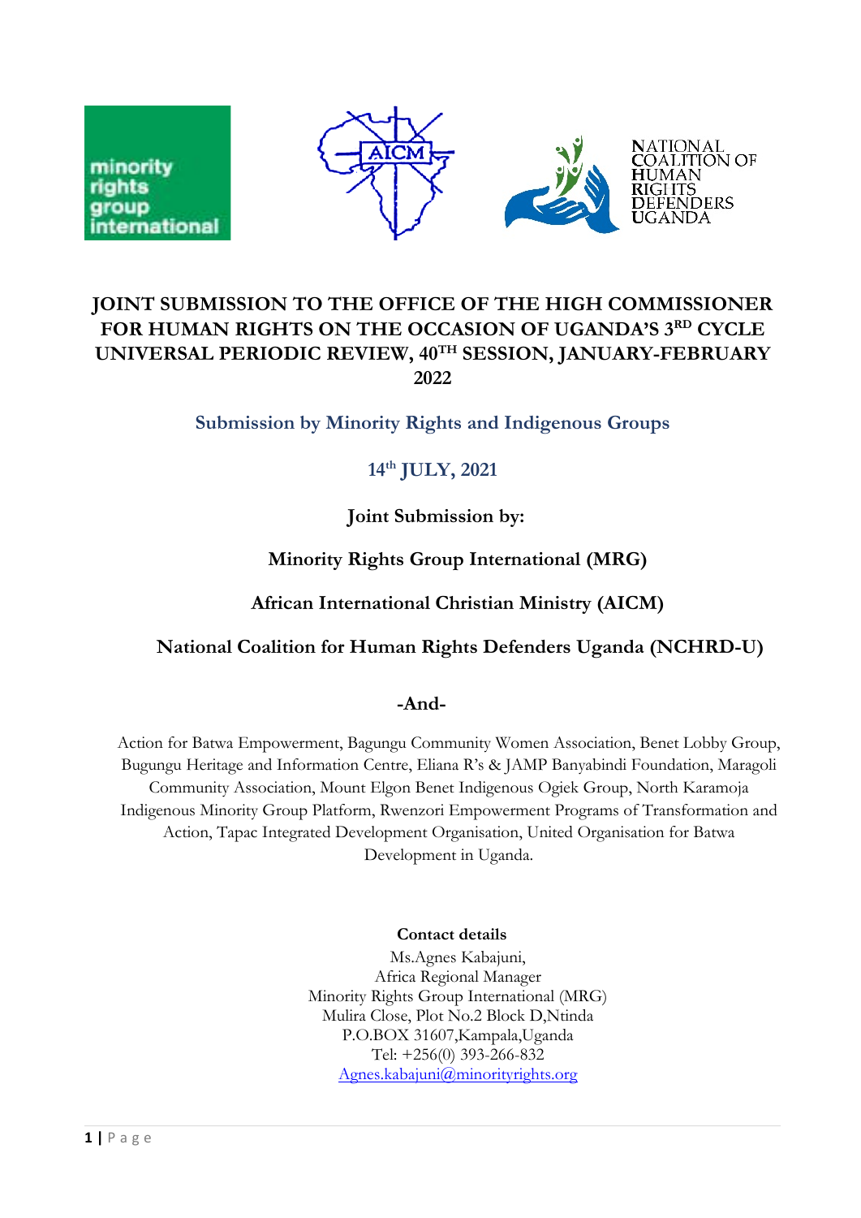minority rights group international

AICM

NATIONAL COALITION OF HUMAN RIGHTS DEFENDERS UGANDA

# JOINT SUBMISSION TO THE OFFICE OF THE HIGH COMMISSIONER FOR HUMAN RIGHTS ON THE OCCASION OF UGANDA'S 3RD CYCLE UNIVERSAL PERIODIC REVIEW, 40TH SESSION, JANUARY-FEBRUARY 2022

## Submission by Minority Rights and Indigenous Groups

## 14th JULY, 2021

**Joint Submission by:**

**Minority Rights Group International (MRG)**

**African International Christian Ministry (AICM)**

**National Coalition for Human Rights Defenders Uganda (NCHRD-U)**

**-And-**

Action for Batwa Empowerment, Bagungu Community Women Association, Benet Lobby Group, Bugungu Heritage and Information Centre, Eliana R's & JAMP Banyabindi Foundation, Maragoli Community Association, Mount Elgon Benet Indigenous Ogiek Group, North Karamoja Indigenous Minority Group Platform, Rwenzori Empowerment Programs of Transformation and Action, Tapac Integrated Development Organisation, United Organisation for Batwa Development in Uganda.

**Contact details**

Ms.Agnes Kabajuni,
Africa Regional Manager
Minority Rights Group International (MRG)
Mulira Close, Plot No.2 Block D,Ntinda
P.O.BOX 31607,Kampala,Uganda
Tel: +256(0) 393-266-832
Agnes.kabajuni@minorityrights.org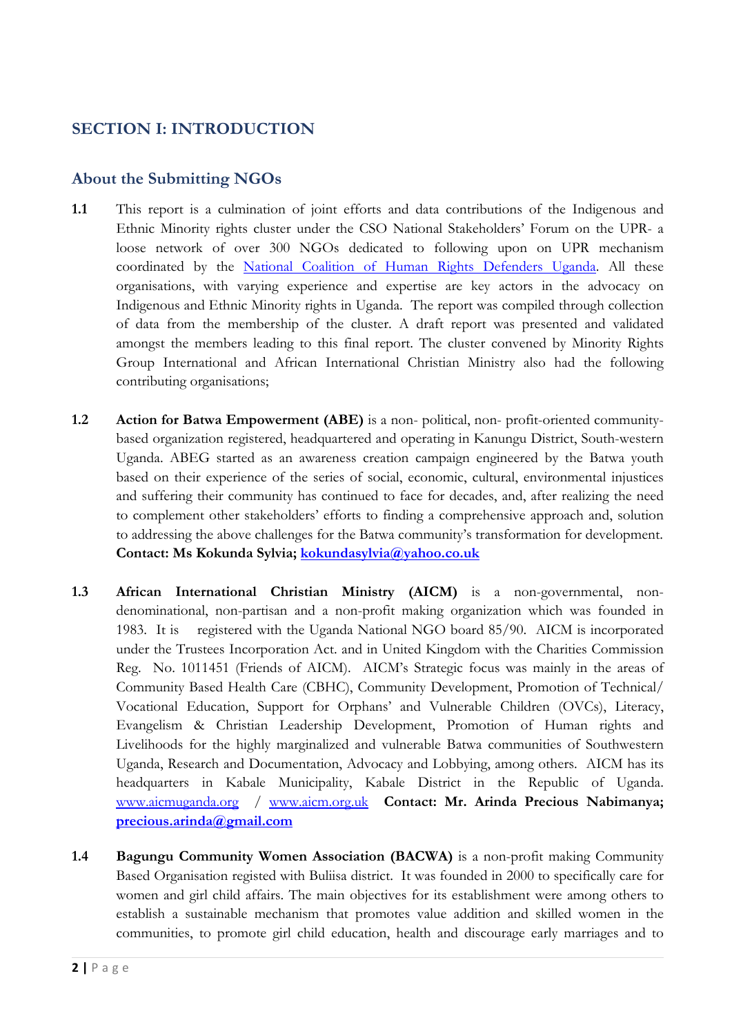## SECTION I: INTRODUCTION

### About the Submitting NGOs

**1.1** This report is a culmination of joint efforts and data contributions of the Indigenous and Ethnic Minority rights cluster under the CSO National Stakeholders' Forum on the UPR- a loose network of over 300 NGOs dedicated to following upon on UPR mechanism coordinated by the [National Coalition of Human Rights Defenders Uganda](). All these organisations, with varying experience and expertise are key actors in the advocacy on Indigenous and Ethnic Minority rights in Uganda. The report was compiled through collection of data from the membership of the cluster. A draft report was presented and validated amongst the members leading to this final report. The cluster convened by Minority Rights Group International and African International Christian Ministry also had the following contributing organisations;

**1.2** **Action for Batwa Empowerment (ABE)** is a non- political, non- profit-oriented community-based organization registered, headquartered and operating in Kanungu District, South-western Uganda. ABEG started as an awareness creation campaign engineered by the Batwa youth based on their experience of the series of social, economic, cultural, environmental injustices and suffering their community has continued to face for decades, and, after realizing the need to complement other stakeholders' efforts to finding a comprehensive approach and, solution to addressing the above challenges for the Batwa community's transformation for development. **Contact: Ms Kokunda Sylvia; kokundasylvia@yahoo.co.uk**

**1.3** **African International Christian Ministry (AICM)** is a non-governmental, non-denominational, non-partisan and a non-profit making organization which was founded in 1983. It is registered with the Uganda National NGO board 85/90. AICM is incorporated under the Trustees Incorporation Act. and in United Kingdom with the Charities Commission Reg. No. 1011451 (Friends of AICM). AICM's Strategic focus was mainly in the areas of Community Based Health Care (CBHC), Community Development, Promotion of Technical/ Vocational Education, Support for Orphans' and Vulnerable Children (OVCs), Literacy, Evangelism & Christian Leadership Development, Promotion of Human rights and Livelihoods for the highly marginalized and vulnerable Batwa communities of Southwestern Uganda, Research and Documentation, Advocacy and Lobbying, among others. AICM has its headquarters in Kabale Municipality, Kabale District in the Republic of Uganda. www.aicmuganda.org / www.aicm.org.uk **Contact: Mr. Arinda Precious Nabimanya; precious.arinda@gmail.com**

**1.4** **Bagungu Community Women Association (BACWA)** is a non-profit making Community Based Organisation registed with Buliisa district. It was founded in 2000 to specifically care for women and girl child affairs. The main objectives for its establishment were among others to establish a sustainable mechanism that promotes value addition and skilled women in the communities, to promote girl child education, health and discourage early marriages and to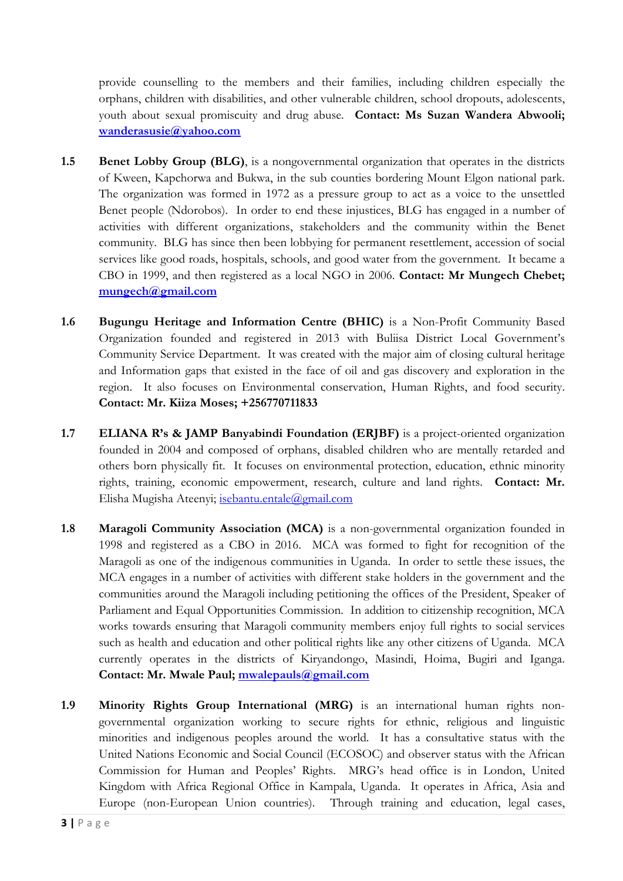provide counselling to the members and their families, including children especially the orphans, children with disabilities, and other vulnerable children, school dropouts, adolescents, youth about sexual promiscuity and drug abuse. **Contact: Ms Suzan Wandera Abwooli; wanderasusie@yahoo.com**

**1.5** **Benet Lobby Group (BLG)**, is a nongovernmental organization that operates in the districts of Kween, Kapchorwa and Bukwa, in the sub counties bordering Mount Elgon national park. The organization was formed in 1972 as a pressure group to act as a voice to the unsettled Benet people (Ndorobos). In order to end these injustices, BLG has engaged in a number of activities with different organizations, stakeholders and the community within the Benet community. BLG has since then been lobbying for permanent resettlement, accession of social services like good roads, hospitals, schools, and good water from the government. It became a CBO in 1999, and then registered as a local NGO in 2006. **Contact: Mr Mungech Chebet; mungech@gmail.com**

**1.6** **Bugungu Heritage and Information Centre (BHIC)** is a Non-Profit Community Based Organization founded and registered in 2013 with Buliisa District Local Government's Community Service Department. It was created with the major aim of closing cultural heritage and Information gaps that existed in the face of oil and gas discovery and exploration in the region. It also focuses on Environmental conservation, Human Rights, and food security. **Contact: Mr. Kiiza Moses; +256770711833**

**1.7** **ELIANA R's & JAMP Banyabindi Foundation (ERJBF)** is a project-oriented organization founded in 2004 and composed of orphans, disabled children who are mentally retarded and others born physically fit. It focuses on environmental protection, education, ethnic minority rights, training, economic empowerment, research, culture and land rights. **Contact: Mr.** Elisha Mugisha Ateenyi; isebantu.entale@gmail.com

**1.8** **Maragoli Community Association (MCA)** is a non-governmental organization founded in 1998 and registered as a CBO in 2016. MCA was formed to fight for recognition of the Maragoli as one of the indigenous communities in Uganda. In order to settle these issues, the MCA engages in a number of activities with different stake holders in the government and the communities around the Maragoli including petitioning the offices of the President, Speaker of Parliament and Equal Opportunities Commission. In addition to citizenship recognition, MCA works towards ensuring that Maragoli community members enjoy full rights to social services such as health and education and other political rights like any other citizens of Uganda. MCA currently operates in the districts of Kiryandongo, Masindi, Hoima, Bugiri and Iganga. **Contact: Mr. Mwale Paul; mwalepauls@gmail.com**

**1.9** **Minority Rights Group International (MRG)** is an international human rights non-governmental organization working to secure rights for ethnic, religious and linguistic minorities and indigenous peoples around the world. It has a consultative status with the United Nations Economic and Social Council (ECOSOC) and observer status with the African Commission for Human and Peoples' Rights. MRG's head office is in London, United Kingdom with Africa Regional Office in Kampala, Uganda. It operates in Africa, Asia and Europe (non-European Union countries). Through training and education, legal cases,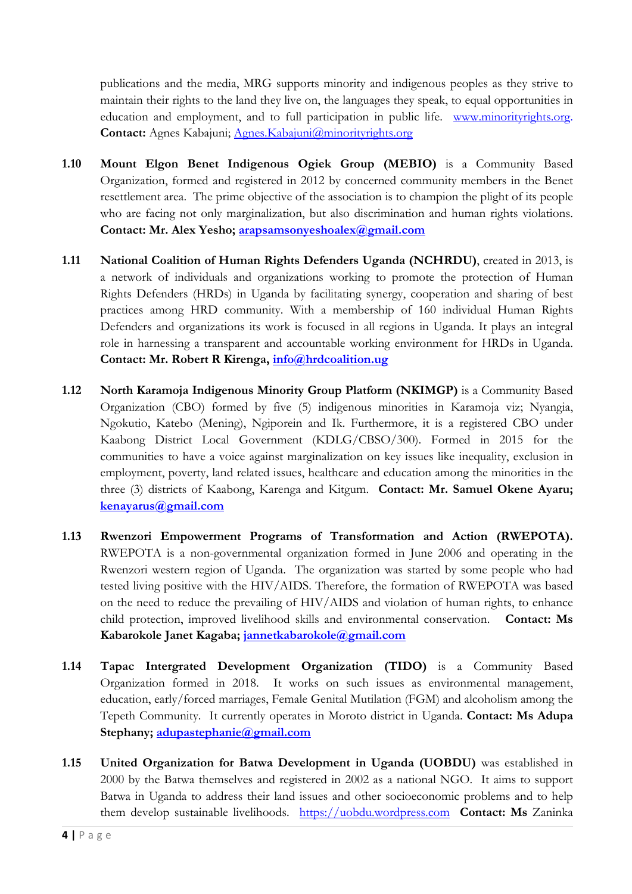publications and the media, MRG supports minority and indigenous peoples as they strive to maintain their rights to the land they live on, the languages they speak, to equal opportunities in education and employment, and to full participation in public life. www.minorityrights.org. **Contact:** Agnes Kabajuni; Agnes.Kabajuni@minorityrights.org

1.10 **Mount Elgon Benet Indigenous Ogiek Group (MEBIO)** is a Community Based Organization, formed and registered in 2012 by concerned community members in the Benet resettlement area. The prime objective of the association is to champion the plight of its people who are facing not only marginalization, but also discrimination and human rights violations. **Contact: Mr. Alex Yesho; arapsamsonyeshoalex@gmail.com**

1.11 **National Coalition of Human Rights Defenders Uganda (NCHRDU)**, created in 2013, is a network of individuals and organizations working to promote the protection of Human Rights Defenders (HRDs) in Uganda by facilitating synergy, cooperation and sharing of best practices among HRD community. With a membership of 160 individual Human Rights Defenders and organizations its work is focused in all regions in Uganda. It plays an integral role in harnessing a transparent and accountable working environment for HRDs in Uganda. **Contact: Mr. Robert R Kirenga, info@hrdcoalition.ug**

1.12 **North Karamoja Indigenous Minority Group Platform (NKIMGP)** is a Community Based Organization (CBO) formed by five (5) indigenous minorities in Karamoja viz; Nyangia, Ngokutio, Katebo (Mening), Ngiporein and Ik. Furthermore, it is a registered CBO under Kaabong District Local Government (KDLG/CBSO/300). Formed in 2015 for the communities to have a voice against marginalization on key issues like inequality, exclusion in employment, poverty, land related issues, healthcare and education among the minorities in the three (3) districts of Kaabong, Karenga and Kitgum. **Contact: Mr. Samuel Okene Ayaru; kenayarus@gmail.com**

1.13 **Rwenzori Empowerment Programs of Transformation and Action (RWEPOTA).** RWEPOTA is a non-governmental organization formed in June 2006 and operating in the Rwenzori western region of Uganda. The organization was started by some people who had tested living positive with the HIV/AIDS. Therefore, the formation of RWEPOTA was based on the need to reduce the prevailing of HIV/AIDS and violation of human rights, to enhance child protection, improved livelihood skills and environmental conservation. **Contact: Ms Kabarokole Janet Kagaba; jannetkabarokole@gmail.com**

1.14 **Tapac Intergrated Development Organization (TIDO)** is a Community Based Organization formed in 2018. It works on such issues as environmental management, education, early/forced marriages, Female Genital Mutilation (FGM) and alcoholism among the Tepeth Community. It currently operates in Moroto district in Uganda. **Contact: Ms Adupa Stephany; adupastephanie@gmail.com**

1.15 **United Organization for Batwa Development in Uganda (UOBDU)** was established in 2000 by the Batwa themselves and registered in 2002 as a national NGO. It aims to support Batwa in Uganda to address their land issues and other socioeconomic problems and to help them develop sustainable livelihoods. https://uobdu.wordpress.com **Contact: Ms** Zaninka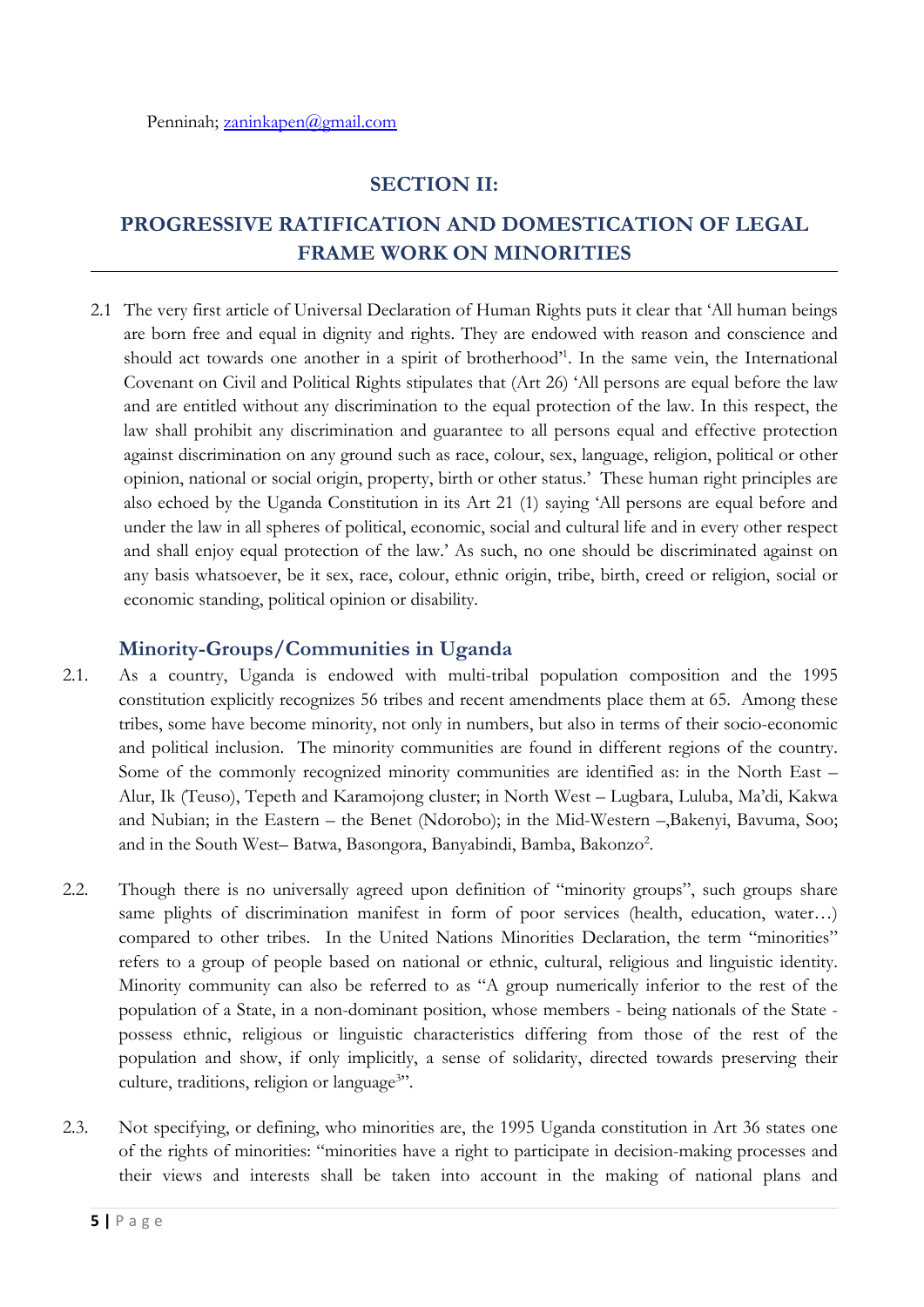Penninah; zaninkapen@gmail.com

## SECTION II:

## PROGRESSIVE RATIFICATION AND DOMESTICATION OF LEGAL FRAME WORK ON MINORITIES

2.1 The very first article of Universal Declaration of Human Rights puts it clear that 'All human beings are born free and equal in dignity and rights. They are endowed with reason and conscience and should act towards one another in a spirit of brotherhood'[1]. In the same vein, the International Covenant on Civil and Political Rights stipulates that (Art 26) 'All persons are equal before the law and are entitled without any discrimination to the equal protection of the law. In this respect, the law shall prohibit any discrimination and guarantee to all persons equal and effective protection against discrimination on any ground such as race, colour, sex, language, religion, political or other opinion, national or social origin, property, birth or other status.' These human right principles are also echoed by the Uganda Constitution in its Art 21 (1) saying 'All persons are equal before and under the law in all spheres of political, economic, social and cultural life and in every other respect and shall enjoy equal protection of the law.' As such, no one should be discriminated against on any basis whatsoever, be it sex, race, colour, ethnic origin, tribe, birth, creed or religion, social or economic standing, political opinion or disability.

### Minority-Groups/Communities in Uganda

2.1. As a country, Uganda is endowed with multi-tribal population composition and the 1995 constitution explicitly recognizes 56 tribes and recent amendments place them at 65. Among these tribes, some have become minority, not only in numbers, but also in terms of their socio-economic and political inclusion. The minority communities are found in different regions of the country. Some of the commonly recognized minority communities are identified as: in the North East – Alur, Ik (Teuso), Tepeth and Karamojong cluster; in North West – Lugbara, Luluba, Ma'di, Kakwa and Nubian; in the Eastern – the Benet (Ndorobo); in the Mid-Western –,Bakenyi, Bavuma, Soo; and in the South West– Batwa, Basongora, Banyabindi, Bamba, Bakonzo[2].

2.2. Though there is no universally agreed upon definition of "minority groups", such groups share same plights of discrimination manifest in form of poor services (health, education, water…) compared to other tribes. In the United Nations Minorities Declaration, the term "minorities" refers to a group of people based on national or ethnic, cultural, religious and linguistic identity. Minority community can also be referred to as "A group numerically inferior to the rest of the population of a State, in a non-dominant position, whose members - being nationals of the State - possess ethnic, religious or linguistic characteristics differing from those of the rest of the population and show, if only implicitly, a sense of solidarity, directed towards preserving their culture, traditions, religion or language[3]".

2.3. Not specifying, or defining, who minorities are, the 1995 Uganda constitution in Art 36 states one of the rights of minorities: "minorities have a right to participate in decision-making processes and their views and interests shall be taken into account in the making of national plans and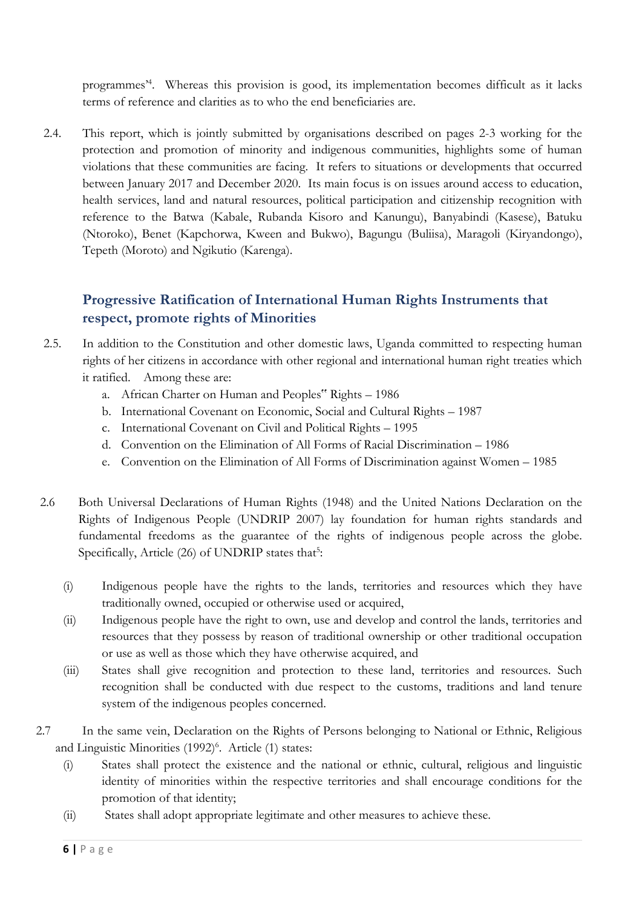programmes"[4]. Whereas this provision is good, its implementation becomes difficult as it lacks terms of reference and clarities as to who the end beneficiaries are.

2.4. This report, which is jointly submitted by organisations described on pages 2-3 working for the protection and promotion of minority and indigenous communities, highlights some of human violations that these communities are facing. It refers to situations or developments that occurred between January 2017 and December 2020. Its main focus is on issues around access to education, health services, land and natural resources, political participation and citizenship recognition with reference to the Batwa (Kabale, Rubanda Kisoro and Kanungu), Banyabindi (Kasese), Batuku (Ntoroko), Benet (Kapchorwa, Kween and Bukwo), Bagungu (Buliisa), Maragoli (Kiryandongo), Tepeth (Moroto) and Ngikutio (Karenga).

## Progressive Ratification of International Human Rights Instruments that respect, promote rights of Minorities

2.5. In addition to the Constitution and other domestic laws, Uganda committed to respecting human rights of her citizens in accordance with other regional and international human right treaties which it ratified. Among these are:

a. African Charter on Human and Peoples" Rights – 1986
b. International Covenant on Economic, Social and Cultural Rights – 1987
c. International Covenant on Civil and Political Rights – 1995
d. Convention on the Elimination of All Forms of Racial Discrimination – 1986
e. Convention on the Elimination of All Forms of Discrimination against Women – 1985

2.6 Both Universal Declarations of Human Rights (1948) and the United Nations Declaration on the Rights of Indigenous People (UNDRIP 2007) lay foundation for human rights standards and fundamental freedoms as the guarantee of the rights of indigenous people across the globe. Specifically, Article (26) of UNDRIP states that[5]:

(i) Indigenous people have the rights to the lands, territories and resources which they have traditionally owned, occupied or otherwise used or acquired,
(ii) Indigenous people have the right to own, use and develop and control the lands, territories and resources that they possess by reason of traditional ownership or other traditional occupation or use as well as those which they have otherwise acquired, and
(iii) States shall give recognition and protection to these land, territories and resources. Such recognition shall be conducted with due respect to the customs, traditions and land tenure system of the indigenous peoples concerned.

2.7 In the same vein, Declaration on the Rights of Persons belonging to National or Ethnic, Religious and Linguistic Minorities (1992)[6]. Article (1) states:

(i) States shall protect the existence and the national or ethnic, cultural, religious and linguistic identity of minorities within the respective territories and shall encourage conditions for the promotion of that identity;
(ii) States shall adopt appropriate legitimate and other measures to achieve these.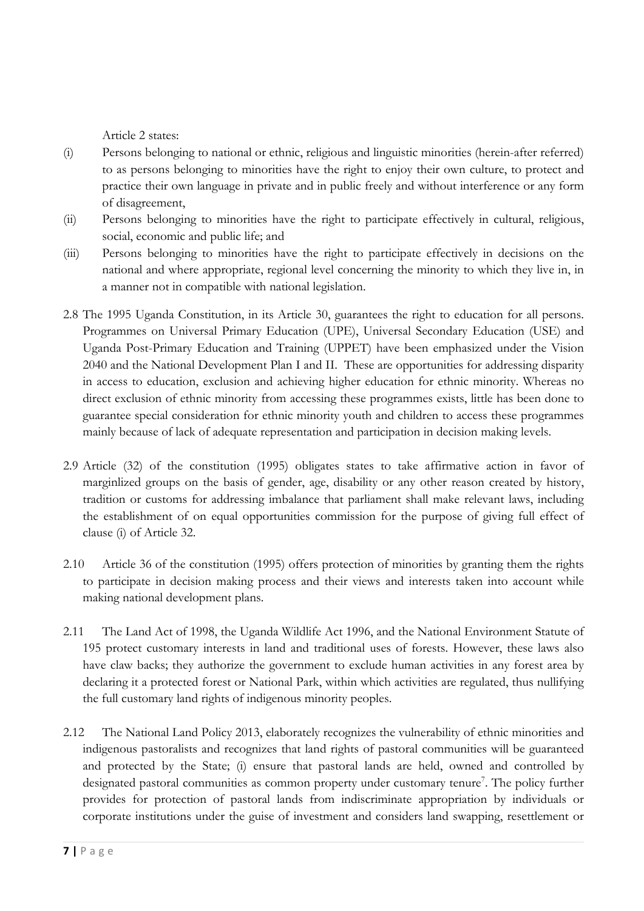Article 2 states:

(i) Persons belonging to national or ethnic, religious and linguistic minorities (herein-after referred) to as persons belonging to minorities have the right to enjoy their own culture, to protect and practice their own language in private and in public freely and without interference or any form of disagreement,

(ii) Persons belonging to minorities have the right to participate effectively in cultural, religious, social, economic and public life; and

(iii) Persons belonging to minorities have the right to participate effectively in decisions on the national and where appropriate, regional level concerning the minority to which they live in, in a manner not in compatible with national legislation.

2.8 The 1995 Uganda Constitution, in its Article 30, guarantees the right to education for all persons. Programmes on Universal Primary Education (UPE), Universal Secondary Education (USE) and Uganda Post-Primary Education and Training (UPPET) have been emphasized under the Vision 2040 and the National Development Plan I and II. These are opportunities for addressing disparity in access to education, exclusion and achieving higher education for ethnic minority. Whereas no direct exclusion of ethnic minority from accessing these programmes exists, little has been done to guarantee special consideration for ethnic minority youth and children to access these programmes mainly because of lack of adequate representation and participation in decision making levels.

2.9 Article (32) of the constitution (1995) obligates states to take affirmative action in favor of marginlized groups on the basis of gender, age, disability or any other reason created by history, tradition or customs for addressing imbalance that parliament shall make relevant laws, including the establishment of on equal opportunities commission for the purpose of giving full effect of clause (i) of Article 32.

2.10 Article 36 of the constitution (1995) offers protection of minorities by granting them the rights to participate in decision making process and their views and interests taken into account while making national development plans.

2.11 The Land Act of 1998, the Uganda Wildlife Act 1996, and the National Environment Statute of 195 protect customary interests in land and traditional uses of forests. However, these laws also have claw backs; they authorize the government to exclude human activities in any forest area by declaring it a protected forest or National Park, within which activities are regulated, thus nullifying the full customary land rights of indigenous minority peoples.

2.12 The National Land Policy 2013, elaborately recognizes the vulnerability of ethnic minorities and indigenous pastoralists and recognizes that land rights of pastoral communities will be guaranteed and protected by the State; (i) ensure that pastoral lands are held, owned and controlled by designated pastoral communities as common property under customary tenure[7]. The policy further provides for protection of pastoral lands from indiscriminate appropriation by individuals or corporate institutions under the guise of investment and considers land swapping, resettlement or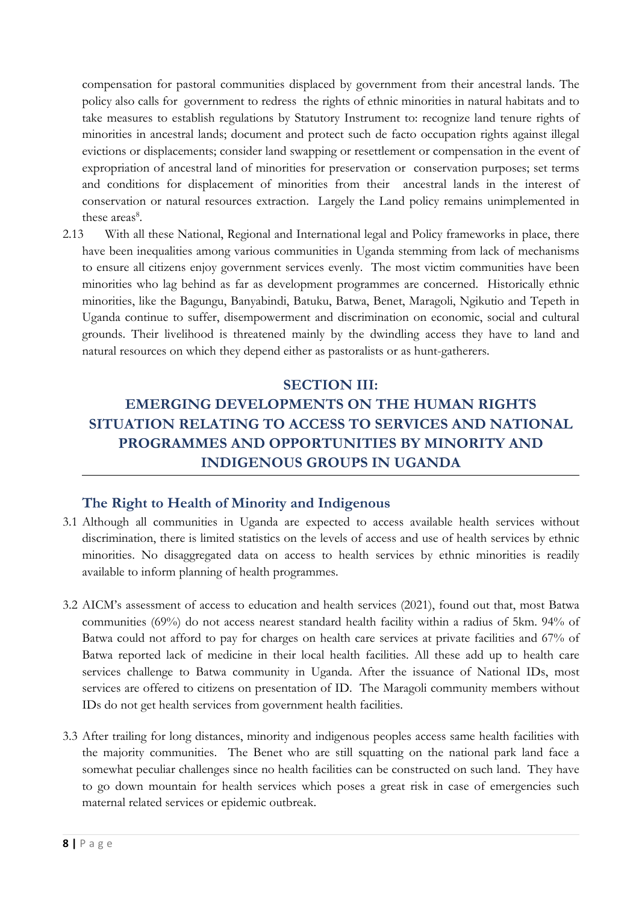compensation for pastoral communities displaced by government from their ancestral lands. The policy also calls for government to redress the rights of ethnic minorities in natural habitats and to take measures to establish regulations by Statutory Instrument to: recognize land tenure rights of minorities in ancestral lands; document and protect such de facto occupation rights against illegal evictions or displacements; consider land swapping or resettlement or compensation in the event of expropriation of ancestral land of minorities for preservation or conservation purposes; set terms and conditions for displacement of minorities from their ancestral lands in the interest of conservation or natural resources extraction. Largely the Land policy remains unimplemented in these areas[8].

2.13 With all these National, Regional and International legal and Policy frameworks in place, there have been inequalities among various communities in Uganda stemming from lack of mechanisms to ensure all citizens enjoy government services evenly. The most victim communities have been minorities who lag behind as far as development programmes are concerned. Historically ethnic minorities, like the Bagungu, Banyabindi, Batuku, Batwa, Benet, Maragoli, Ngikutio and Tepeth in Uganda continue to suffer, disempowerment and discrimination on economic, social and cultural grounds. Their livelihood is threatened mainly by the dwindling access they have to land and natural resources on which they depend either as pastoralists or as hunt-gatherers.

# SECTION III: EMERGING DEVELOPMENTS ON THE HUMAN RIGHTS SITUATION RELATING TO ACCESS TO SERVICES AND NATIONAL PROGRAMMES AND OPPORTUNITIES BY MINORITY AND INDIGENOUS GROUPS IN UGANDA

## The Right to Health of Minority and Indigenous

3.1 Although all communities in Uganda are expected to access available health services without discrimination, there is limited statistics on the levels of access and use of health services by ethnic minorities. No disaggregated data on access to health services by ethnic minorities is readily available to inform planning of health programmes.

3.2 AICM's assessment of access to education and health services (2021), found out that, most Batwa communities (69%) do not access nearest standard health facility within a radius of 5km. 94% of Batwa could not afford to pay for charges on health care services at private facilities and 67% of Batwa reported lack of medicine in their local health facilities. All these add up to health care services challenge to Batwa community in Uganda. After the issuance of National IDs, most services are offered to citizens on presentation of ID. The Maragoli community members without IDs do not get health services from government health facilities.

3.3 After trailing for long distances, minority and indigenous peoples access same health facilities with the majority communities. The Benet who are still squatting on the national park land face a somewhat peculiar challenges since no health facilities can be constructed on such land. They have to go down mountain for health services which poses a great risk in case of emergencies such maternal related services or epidemic outbreak.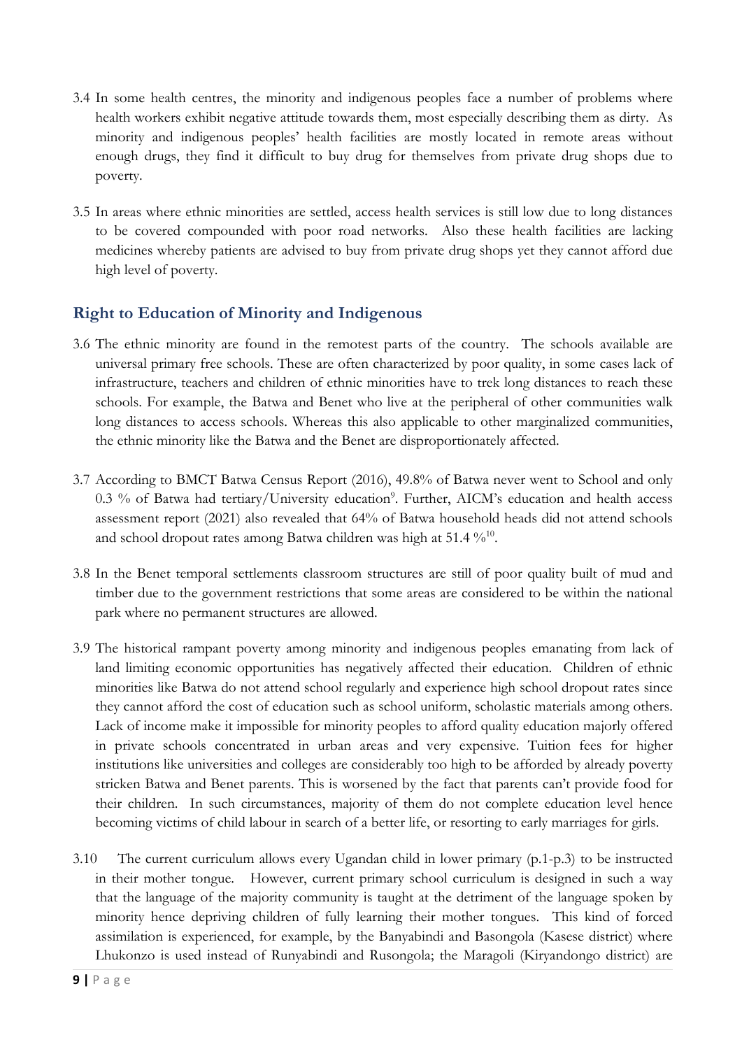3.4 In some health centres, the minority and indigenous peoples face a number of problems where health workers exhibit negative attitude towards them, most especially describing them as dirty. As minority and indigenous peoples' health facilities are mostly located in remote areas without enough drugs, they find it difficult to buy drug for themselves from private drug shops due to poverty.

3.5 In areas where ethnic minorities are settled, access health services is still low due to long distances to be covered compounded with poor road networks. Also these health facilities are lacking medicines whereby patients are advised to buy from private drug shops yet they cannot afford due high level of poverty.

## Right to Education of Minority and Indigenous

3.6 The ethnic minority are found in the remotest parts of the country. The schools available are universal primary free schools. These are often characterized by poor quality, in some cases lack of infrastructure, teachers and children of ethnic minorities have to trek long distances to reach these schools. For example, the Batwa and Benet who live at the peripheral of other communities walk long distances to access schools. Whereas this also applicable to other marginalized communities, the ethnic minority like the Batwa and the Benet are disproportionately affected.

3.7 According to BMCT Batwa Census Report (2016), 49.8% of Batwa never went to School and only 0.3 % of Batwa had tertiary/University education[9]. Further, AICM's education and health access assessment report (2021) also revealed that 64% of Batwa household heads did not attend schools and school dropout rates among Batwa children was high at 51.4 %[10].

3.8 In the Benet temporal settlements classroom structures are still of poor quality built of mud and timber due to the government restrictions that some areas are considered to be within the national park where no permanent structures are allowed.

3.9 The historical rampant poverty among minority and indigenous peoples emanating from lack of land limiting economic opportunities has negatively affected their education. Children of ethnic minorities like Batwa do not attend school regularly and experience high school dropout rates since they cannot afford the cost of education such as school uniform, scholastic materials among others. Lack of income make it impossible for minority peoples to afford quality education majorly offered in private schools concentrated in urban areas and very expensive. Tuition fees for higher institutions like universities and colleges are considerably too high to be afforded by already poverty stricken Batwa and Benet parents. This is worsened by the fact that parents can't provide food for their children. In such circumstances, majority of them do not complete education level hence becoming victims of child labour in search of a better life, or resorting to early marriages for girls.

3.10 The current curriculum allows every Ugandan child in lower primary (p.1-p.3) to be instructed in their mother tongue. However, current primary school curriculum is designed in such a way that the language of the majority community is taught at the detriment of the language spoken by minority hence depriving children of fully learning their mother tongues. This kind of forced assimilation is experienced, for example, by the Banyabindi and Basongola (Kasese district) where Lhukonzo is used instead of Runyabindi and Rusongola; the Maragoli (Kiryandongo district) are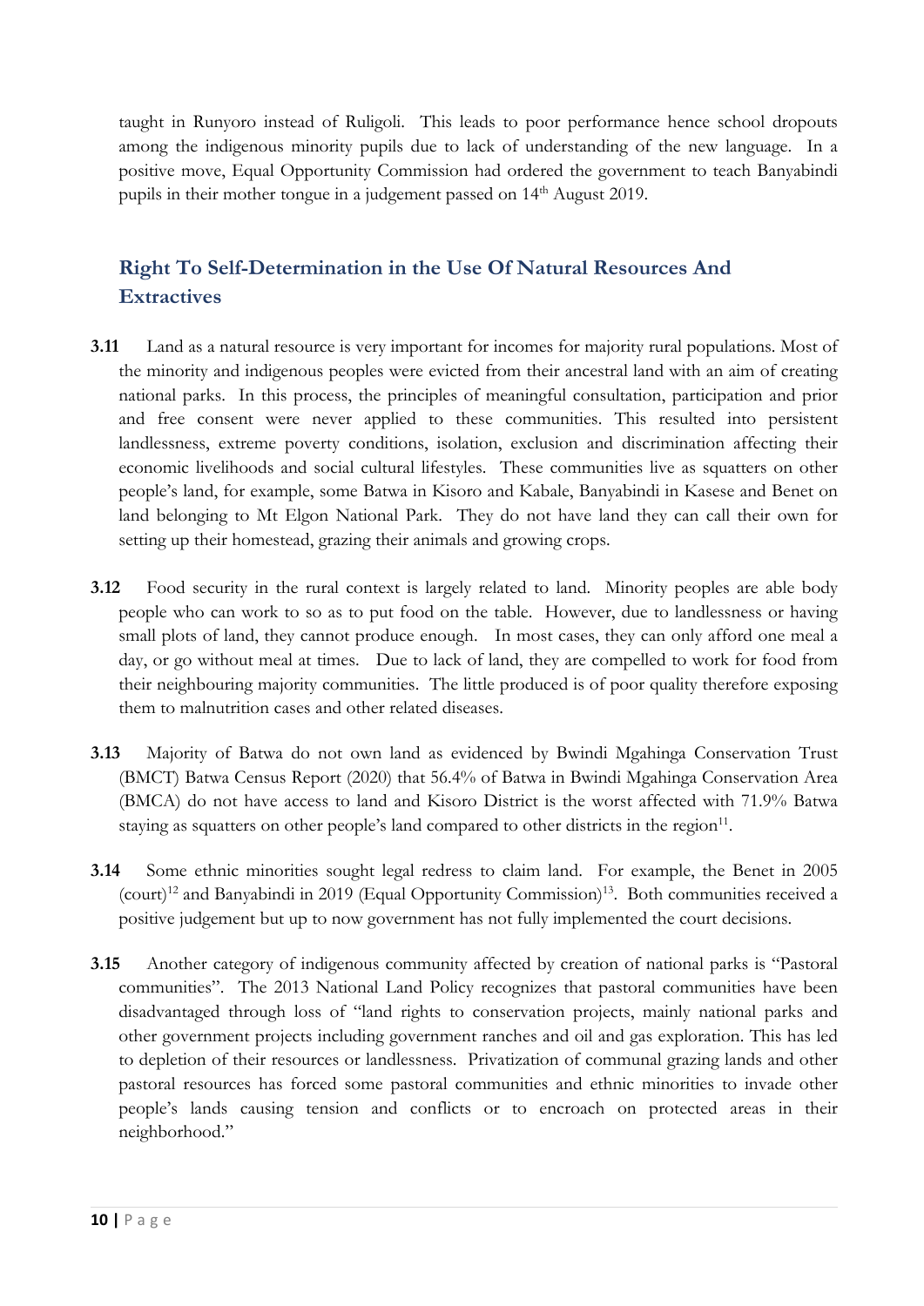taught in Runyoro instead of Ruligoli. This leads to poor performance hence school dropouts among the indigenous minority pupils due to lack of understanding of the new language. In a positive move, Equal Opportunity Commission had ordered the government to teach Banyabindi pupils in their mother tongue in a judgement passed on 14th August 2019.

## Right To Self-Determination in the Use Of Natural Resources And Extractives

**3.11** Land as a natural resource is very important for incomes for majority rural populations. Most of the minority and indigenous peoples were evicted from their ancestral land with an aim of creating national parks. In this process, the principles of meaningful consultation, participation and prior and free consent were never applied to these communities. This resulted into persistent landlessness, extreme poverty conditions, isolation, exclusion and discrimination affecting their economic livelihoods and social cultural lifestyles. These communities live as squatters on other people's land, for example, some Batwa in Kisoro and Kabale, Banyabindi in Kasese and Benet on land belonging to Mt Elgon National Park. They do not have land they can call their own for setting up their homestead, grazing their animals and growing crops.

**3.12** Food security in the rural context is largely related to land. Minority peoples are able body people who can work to so as to put food on the table. However, due to landlessness or having small plots of land, they cannot produce enough. In most cases, they can only afford one meal a day, or go without meal at times. Due to lack of land, they are compelled to work for food from their neighbouring majority communities. The little produced is of poor quality therefore exposing them to malnutrition cases and other related diseases.

**3.13** Majority of Batwa do not own land as evidenced by Bwindi Mgahinga Conservation Trust (BMCT) Batwa Census Report (2020) that 56.4% of Batwa in Bwindi Mgahinga Conservation Area (BMCA) do not have access to land and Kisoro District is the worst affected with 71.9% Batwa staying as squatters on other people's land compared to other districts in the region[11].

**3.14** Some ethnic minorities sought legal redress to claim land. For example, the Benet in 2005 (court)[12] and Banyabindi in 2019 (Equal Opportunity Commission)[13]. Both communities received a positive judgement but up to now government has not fully implemented the court decisions.

**3.15** Another category of indigenous community affected by creation of national parks is "Pastoral communities". The 2013 National Land Policy recognizes that pastoral communities have been disadvantaged through loss of "land rights to conservation projects, mainly national parks and other government projects including government ranches and oil and gas exploration. This has led to depletion of their resources or landlessness. Privatization of communal grazing lands and other pastoral resources has forced some pastoral communities and ethnic minorities to invade other people's lands causing tension and conflicts or to encroach on protected areas in their neighborhood."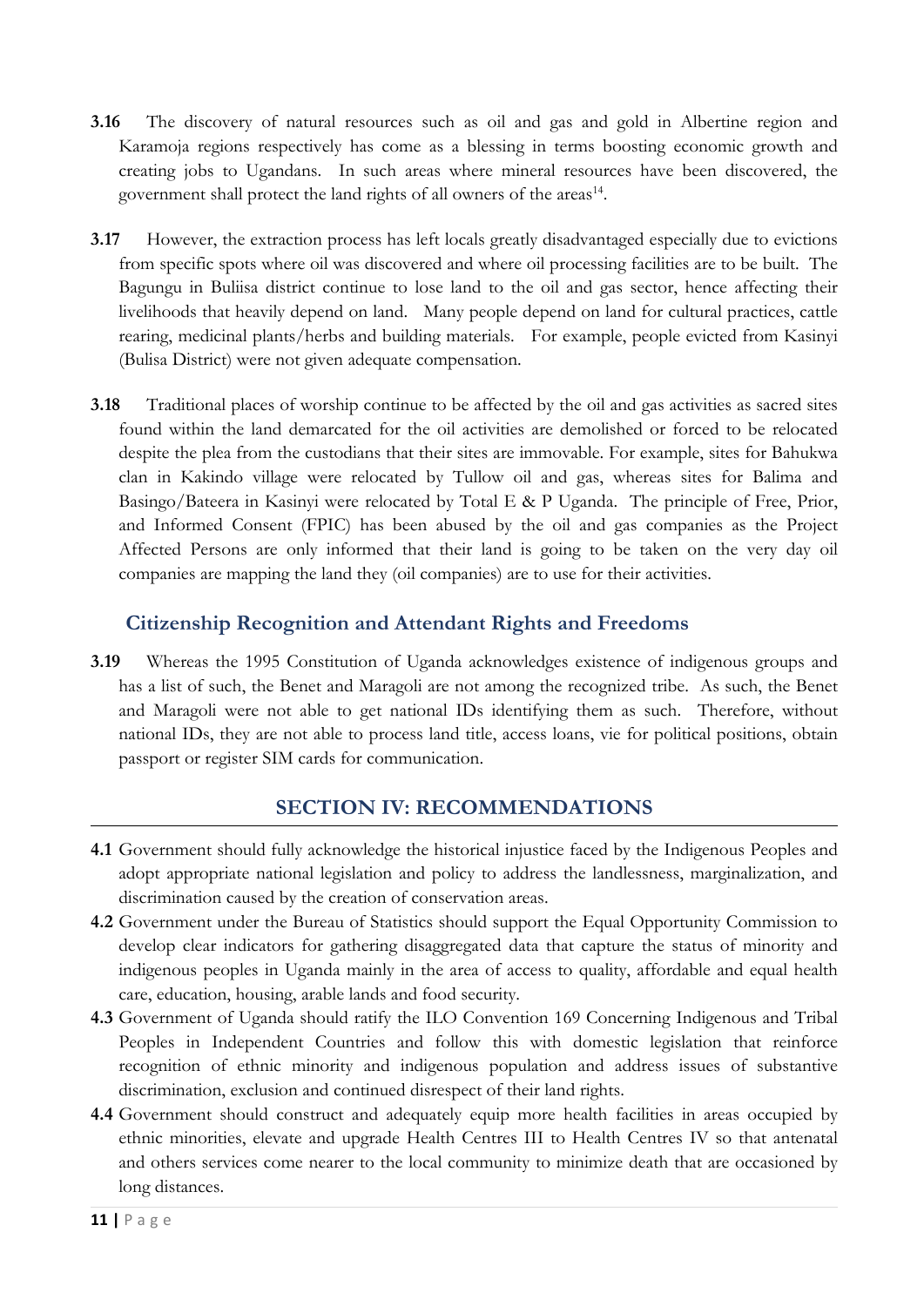**3.16** The discovery of natural resources such as oil and gas and gold in Albertine region and Karamoja regions respectively has come as a blessing in terms boosting economic growth and creating jobs to Ugandans. In such areas where mineral resources have been discovered, the government shall protect the land rights of all owners of the areas[14].

**3.17** However, the extraction process has left locals greatly disadvantaged especially due to evictions from specific spots where oil was discovered and where oil processing facilities are to be built. The Bagungu in Buliisa district continue to lose land to the oil and gas sector, hence affecting their livelihoods that heavily depend on land. Many people depend on land for cultural practices, cattle rearing, medicinal plants/herbs and building materials. For example, people evicted from Kasinyi (Bulisa District) were not given adequate compensation.

**3.18** Traditional places of worship continue to be affected by the oil and gas activities as sacred sites found within the land demarcated for the oil activities are demolished or forced to be relocated despite the plea from the custodians that their sites are immovable. For example, sites for Bahukwa clan in Kakindo village were relocated by Tullow oil and gas, whereas sites for Balima and Basingo/Bateera in Kasinyi were relocated by Total E & P Uganda. The principle of Free, Prior, and Informed Consent (FPIC) has been abused by the oil and gas companies as the Project Affected Persons are only informed that their land is going to be taken on the very day oil companies are mapping the land they (oil companies) are to use for their activities.

### Citizenship Recognition and Attendant Rights and Freedoms

**3.19** Whereas the 1995 Constitution of Uganda acknowledges existence of indigenous groups and has a list of such, the Benet and Maragoli are not among the recognized tribe. As such, the Benet and Maragoli were not able to get national IDs identifying them as such. Therefore, without national IDs, they are not able to process land title, access loans, vie for political positions, obtain passport or register SIM cards for communication.

## SECTION IV: RECOMMENDATIONS

**4.1** Government should fully acknowledge the historical injustice faced by the Indigenous Peoples and adopt appropriate national legislation and policy to address the landlessness, marginalization, and discrimination caused by the creation of conservation areas.

**4.2** Government under the Bureau of Statistics should support the Equal Opportunity Commission to develop clear indicators for gathering disaggregated data that capture the status of minority and indigenous peoples in Uganda mainly in the area of access to quality, affordable and equal health care, education, housing, arable lands and food security.

**4.3** Government of Uganda should ratify the ILO Convention 169 Concerning Indigenous and Tribal Peoples in Independent Countries and follow this with domestic legislation that reinforce recognition of ethnic minority and indigenous population and address issues of substantive discrimination, exclusion and continued disrespect of their land rights.

**4.4** Government should construct and adequately equip more health facilities in areas occupied by ethnic minorities, elevate and upgrade Health Centres III to Health Centres IV so that antenatal and others services come nearer to the local community to minimize death that are occasioned by long distances.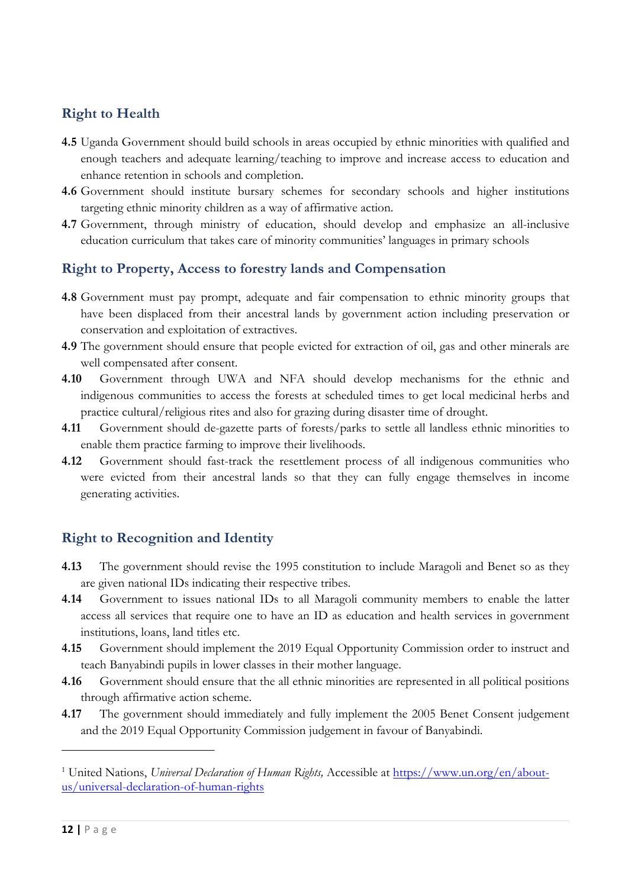### Right to Health

**4.5** Uganda Government should build schools in areas occupied by ethnic minorities with qualified and enough teachers and adequate learning/teaching to improve and increase access to education and enhance retention in schools and completion.

**4.6** Government should institute bursary schemes for secondary schools and higher institutions targeting ethnic minority children as a way of affirmative action.

**4.7** Government, through ministry of education, should develop and emphasize an all-inclusive education curriculum that takes care of minority communities' languages in primary schools

### Right to Property, Access to forestry lands and Compensation

**4.8** Government must pay prompt, adequate and fair compensation to ethnic minority groups that have been displaced from their ancestral lands by government action including preservation or conservation and exploitation of extractives.

**4.9** The government should ensure that people evicted for extraction of oil, gas and other minerals are well compensated after consent.

**4.10** Government through UWA and NFA should develop mechanisms for the ethnic and indigenous communities to access the forests at scheduled times to get local medicinal herbs and practice cultural/religious rites and also for grazing during disaster time of drought.

**4.11** Government should de-gazette parts of forests/parks to settle all landless ethnic minorities to enable them practice farming to improve their livelihoods.

**4.12** Government should fast-track the resettlement process of all indigenous communities who were evicted from their ancestral lands so that they can fully engage themselves in income generating activities.

### Right to Recognition and Identity

**4.13** The government should revise the 1995 constitution to include Maragoli and Benet so as they are given national IDs indicating their respective tribes.

**4.14** Government to issues national IDs to all Maragoli community members to enable the latter access all services that require one to have an ID as education and health services in government institutions, loans, land titles etc.

**4.15** Government should implement the 2019 Equal Opportunity Commission order to instruct and teach Banyabindi pupils in lower classes in their mother language.

**4.16** Government should ensure that the all ethnic minorities are represented in all political positions through affirmative action scheme.

**4.17** The government should immediately and fully implement the 2005 Benet Consent judgement and the 2019 Equal Opportunity Commission judgement in favour of Banyabindi.

---

[1] United Nations, *Universal Declaration of Human Rights,* Accessible at https://www.un.org/en/about-us/universal-declaration-of-human-rights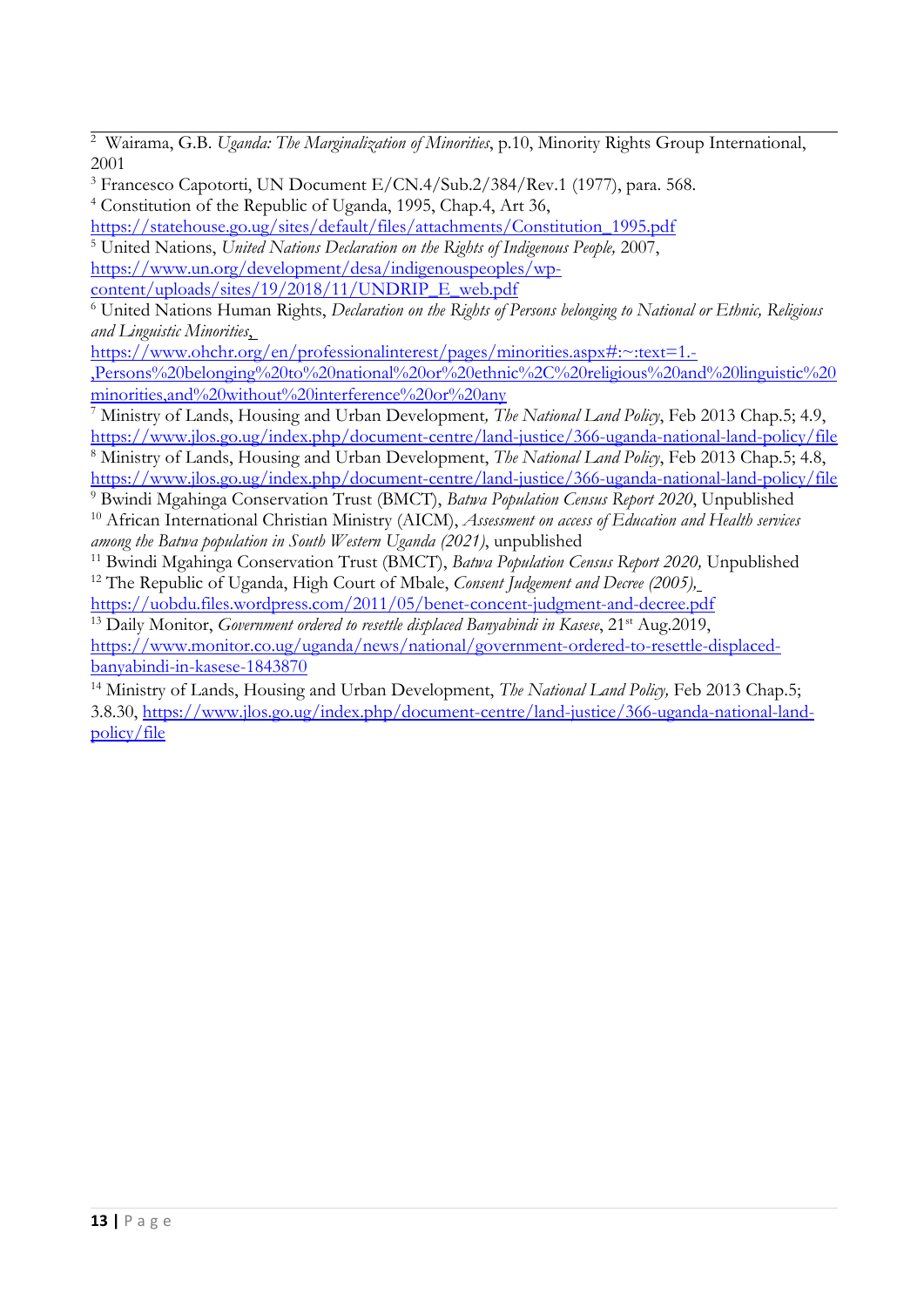[2] Wairama, G.B. *Uganda: The Marginalization of Minorities*, p.10, Minority Rights Group International, 2001

[3] Francesco Capotorti, UN Document E/CN.4/Sub.2/384/Rev.1 (1977), para. 568.

[4] Constitution of the Republic of Uganda, 1995, Chap.4, Art 36, https://statehouse.go.ug/sites/default/files/attachments/Constitution_1995.pdf

[5] United Nations, *United Nations Declaration on the Rights of Indigenous People,* 2007, https://www.un.org/development/desa/indigenouspeoples/wp-content/uploads/sites/19/2018/11/UNDRIP_E_web.pdf

[6] United Nations Human Rights, *Declaration on the Rights of Persons belonging to National or Ethnic, Religious and Linguistic Minorities*, https://www.ohchr.org/en/professionalinterest/pages/minorities.aspx#:~:text=1.-,Persons%20belonging%20to%20national%20or%20ethnic%2C%20religious%20and%20linguistic%20minorities,and%20without%20interference%20or%20any

[7] Ministry of Lands, Housing and Urban Development*, The National Land Policy*, Feb 2013 Chap.5; 4.9, https://www.jlos.go.ug/index.php/document-centre/land-justice/366-uganda-national-land-policy/file

[8] Ministry of Lands, Housing and Urban Development, *The National Land Policy*, Feb 2013 Chap.5; 4.8, https://www.jlos.go.ug/index.php/document-centre/land-justice/366-uganda-national-land-policy/file

[9] Bwindi Mgahinga Conservation Trust (BMCT), *Batwa Population Census Report 2020*, Unpublished

[10] African International Christian Ministry (AICM), *Assessment on access of Education and Health services among the Batwa population in South Western Uganda (2021)*, unpublished

[11] Bwindi Mgahinga Conservation Trust (BMCT), *Batwa Population Census Report 2020,* Unpublished

[12] The Republic of Uganda, High Court of Mbale, *Consent Judgement and Decree (2005),* https://uobdu.files.wordpress.com/2011/05/benet-concent-judgment-and-decree.pdf

[13] Daily Monitor, *Government ordered to resettle displaced Banyabindi in Kasese*, 21st Aug.2019, https://www.monitor.co.ug/uganda/news/national/government-ordered-to-resettle-displaced-banyabindi-in-kasese-1843870

[14] Ministry of Lands, Housing and Urban Development, *The National Land Policy,* Feb 2013 Chap.5; 3.8.30, https://www.jlos.go.ug/index.php/document-centre/land-justice/366-uganda-national-land-policy/file